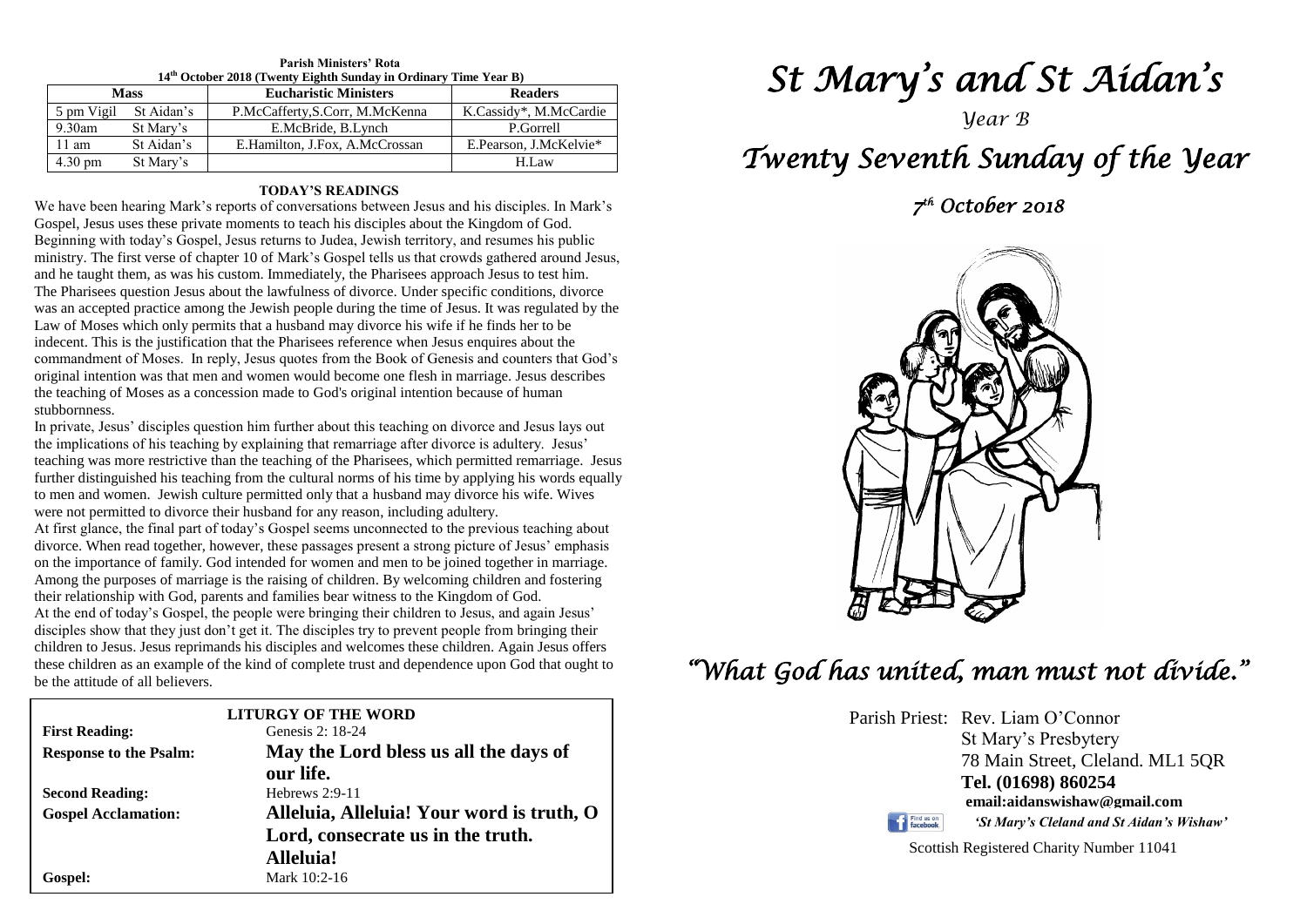**Parish Ministers' Rota**
**14th October 2018 (Twenty Eighth Sunday in Ordinary Time Year B)**

| Mass | | Eucharistic Ministers | Readers |
|---|---|---|---|
| 5 pm Vigil | St Aidan's | P.McCafferty,S.Corr, M.McKenna | K.Cassidy*, M.McCardie |
| 9.30am | St Mary's | E.McBride, B.Lynch | P.Gorrell |
| 11 am | St Aidan's | E.Hamilton, J.Fox, A.McCrossan | E.Pearson, J.McKelvie* |
| 4.30 pm | St Mary's | | H.Law |

**TODAY'S READINGS**

We have been hearing Mark's reports of conversations between Jesus and his disciples. In Mark's Gospel, Jesus uses these private moments to teach his disciples about the Kingdom of God. Beginning with today's Gospel, Jesus returns to Judea, Jewish territory, and resumes his public ministry. The first verse of chapter 10 of Mark's Gospel tells us that crowds gathered around Jesus, and he taught them, as was his custom. Immediately, the Pharisees approach Jesus to test him. The Pharisees question Jesus about the lawfulness of divorce. Under specific conditions, divorce was an accepted practice among the Jewish people during the time of Jesus. It was regulated by the Law of Moses which only permits that a husband may divorce his wife if he finds her to be indecent. This is the justification that the Pharisees reference when Jesus enquires about the commandment of Moses. In reply, Jesus quotes from the Book of Genesis and counters that God's original intention was that men and women would become one flesh in marriage. Jesus describes the teaching of Moses as a concession made to God's original intention because of human stubbornness.

In private, Jesus' disciples question him further about this teaching on divorce and Jesus lays out the implications of his teaching by explaining that remarriage after divorce is adultery. Jesus' teaching was more restrictive than the teaching of the Pharisees, which permitted remarriage. Jesus further distinguished his teaching from the cultural norms of his time by applying his words equally to men and women. Jewish culture permitted only that a husband may divorce his wife. Wives were not permitted to divorce their husband for any reason, including adultery.

At first glance, the final part of today's Gospel seems unconnected to the previous teaching about divorce. When read together, however, these passages present a strong picture of Jesus' emphasis on the importance of family. God intended for women and men to be joined together in marriage. Among the purposes of marriage is the raising of children. By welcoming children and fostering their relationship with God, parents and families bear witness to the Kingdom of God.

At the end of today's Gospel, the people were bringing their children to Jesus, and again Jesus' disciples show that they just don't get it. The disciples try to prevent people from bringing their children to Jesus. Jesus reprimands his disciples and welcomes these children. Again Jesus offers these children as an example of the kind of complete trust and dependence upon God that ought to be the attitude of all believers.

**LITURGY OF THE WORD**

**First Reading:** Genesis 2: 18-24

**Response to the Psalm:** **May the Lord bless us all the days of our life.**

**Second Reading:** Hebrews 2:9-11

**Gospel Acclamation:** **Alleluia, Alleluia! Your word is truth, O Lord, consecrate us in the truth. Alleluia!**

**Gospel:** Mark 10:2-16

# *St Mary's and St Aidan's*

*Year B*

## *Twenty Seventh Sunday of the Year*

*7th October 2018*

*"What God has united, man must not divide."*

Parish Priest: Rev. Liam O'Connor
St Mary's Presbytery
78 Main Street, Cleland. ML1 5QR
**Tel. (01698) 860254**
**email:aidanswishaw@gmail.com**
*'St Mary's Cleland and St Aidan's Wishaw'*

Scottish Registered Charity Number 11041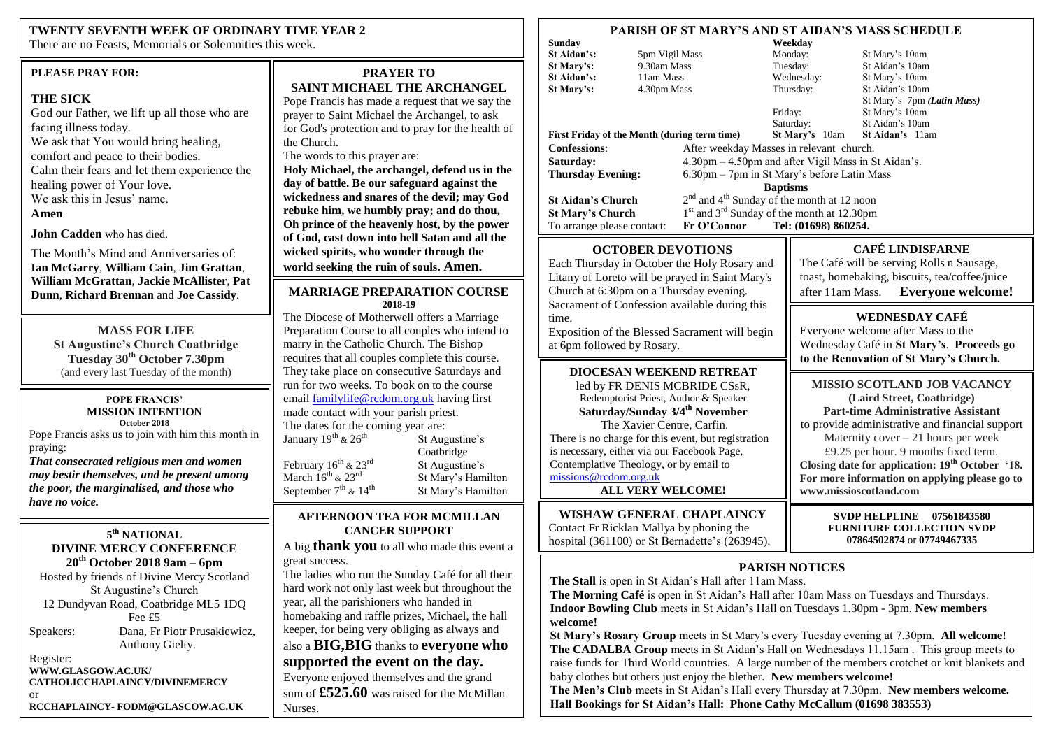# TWENTY SEVENTH WEEK OF ORDINARY TIME YEAR 2

There are no Feasts, Memorials or Solemnities this week.

## PLEASE PRAY FOR:

**THE SICK**

God our Father, we lift up all those who are facing illness today.
We ask that You would bring healing, comfort and peace to their bodies.
Calm their fears and let them experience the healing power of Your love.
We ask this in Jesus' name.
**Amen**

**John Cadden** who has died.

The Month's Mind and Anniversaries of: **Ian McGarry**, **William Cain**, **Jim Grattan**, **William McGrattan**, **Jackie McAllister**, **Pat Dunn**, **Richard Brennan** and **Joe Cassidy**.

## MASS FOR LIFE

**St Augustine's Church Coatbridge**
**Tuesday 30th October 7.30pm**
(and every last Tuesday of the month)

## POPE FRANCIS' MISSION INTENTION

**October 2018**

Pope Francis asks us to join with him this month in praying:

***That consecrated religious men and women may bestir themselves, and be present among the poor, the marginalised, and those who have no voice.***

## 5th NATIONAL DIVINE MERCY CONFERENCE

**20th October 2018 9am – 6pm**

Hosted by friends of Divine Mercy Scotland
St Augustine's Church
12 Dundyvan Road, Coatbridge ML5 1DQ
Fee £5

Speakers: Dana, Fr Piotr Prusakiewicz, Anthony Gielty.

Register:
**WWW.GLASGOW.AC.UK/ CATHOLICCHAPLAINCY/DIVINEMERCY**
or
**RCCHAPLAINCY- FODM@GLASCOW.AC.UK**

## PRAYER TO SAINT MICHAEL THE ARCHANGEL

Pope Francis has made a request that we say the prayer to Saint Michael the Archangel, to ask for God's protection and to pray for the health of the Church.

The words to this prayer are:

**Holy Michael, the archangel, defend us in the day of battle. Be our safeguard against the wickedness and snares of the devil; may God rebuke him, we humbly pray; and do thou, Oh prince of the heavenly host, by the power of God, cast down into hell Satan and all the wicked spirits, who wonder through the world seeking the ruin of souls. Amen.**

## MARRIAGE PREPARATION COURSE

**2018-19**

The Diocese of Motherwell offers a Marriage Preparation Course to all couples who intend to marry in the Catholic Church. The Bishop requires that all couples complete this course. They take place on consecutive Saturdays and run for two weeks. To book on to the course email familylife@rcdom.org.uk having first made contact with your parish priest.

The dates for the coming year are:

| | |
|---|---|
| January 19th & 26th | St Augustine's Coatbridge |
| February 16th & 23rd | St Augustine's |
| March 16th & 23rd | St Mary's Hamilton |
| September 7th & 14th | St Mary's Hamilton |

## AFTERNOON TEA FOR MCMILLAN CANCER SUPPORT

A big **thank you** to all who made this event a great success.

The ladies who run the Sunday Café for all their hard work not only last week but throughout the year, all the parishioners who handed in homebaking and raffle prizes, Michael, the hall keeper, for being very obliging as always and also a **BIG,BIG** thanks to **everyone who supported the event on the day.**

Everyone enjoyed themselves and the grand sum of **£525.60** was raised for the McMillan Nurses.

## PARISH OF ST MARY'S AND ST AIDAN'S MASS SCHEDULE

| **Sunday** | | **Weekday** | |
|---|---|---|---|
| **St Aidan's:** | 5pm Vigil Mass | Monday: | St Mary's 10am |
| **St Mary's:** | 9.30am Mass | Tuesday: | St Aidan's 10am |
| **St Aidan's:** | 11am Mass | Wednesday: | St Mary's 10am |
| **St Mary's:** | 4.30pm Mass | Thursday: | St Aidan's 10am |
| | | | St Mary's 7pm *(Latin Mass)* |
| | | Friday: | St Mary's 10am |
| | | Saturday: | St Aidan's 10am |
| **First Friday of the Month (during term time)** | | **St Mary's** 10am | **St Aidan's** 11am |

**Confessions**: After weekday Masses in relevant church.
**Saturday:** 4.30pm – 4.50pm and after Vigil Mass in St Aidan's.
**Thursday Evening:** 6.30pm – 7pm in St Mary's before Latin Mass

**Baptisms**

**St Aidan's Church** 2nd and 4th Sunday of the month at 12 noon
**St Mary's Church** 1st and 3rd Sunday of the month at 12.30pm
To arrange please contact: **Fr O'Connor Tel: (01698) 860254.**

## OCTOBER DEVOTIONS

Each Thursday in October the Holy Rosary and Litany of Loreto will be prayed in Saint Mary's Church at 6:30pm on a Thursday evening. Sacrament of Confession available during this time.

Exposition of the Blessed Sacrament will begin at 6pm followed by Rosary.

## DIOCESAN WEEKEND RETREAT

led by FR DENIS MCBRIDE CSsR,
Redemptorist Priest, Author & Speaker
**Saturday/Sunday 3/4th November**
The Xavier Centre, Carfin.

There is no charge for this event, but registration is necessary, either via our Facebook Page, Contemplative Theology, or by email to missions@rcdom.org.uk

**ALL VERY WELCOME!**

## WISHAW GENERAL CHAPLAINCY

Contact Fr Ricklan Mallya by phoning the hospital (361100) or St Bernadette's (263945).

## CAFÉ LINDISFARNE

The Café will be serving Rolls n Sausage, toast, homebaking, biscuits, tea/coffee/juice after 11am Mass. **Everyone welcome!**

## WEDNESDAY CAFÉ

Everyone welcome after Mass to the Wednesday Café in **St Mary's**. **Proceeds go to the Renovation of St Mary's Church.**

## MISSIO SCOTLAND JOB VACANCY

**(Laird Street, Coatbridge)**
**Part-time Administrative Assistant**
to provide administrative and financial support
Maternity cover – 21 hours per week
£9.25 per hour. 9 months fixed term.
**Closing date for application: 19th October '18.**
**For more information on applying please go to www.missioscotland.com**

**SVDP HELPLINE 07561843580**
**FURNITURE COLLECTION SVDP 07864502874 or 07749467335**

## PARISH NOTICES

**The Stall** is open in St Aidan's Hall after 11am Mass.

**The Morning Café** is open in St Aidan's Hall after 10am Mass on Tuesdays and Thursdays.

**Indoor Bowling Club** meets in St Aidan's Hall on Tuesdays 1.30pm - 3pm. **New members welcome!**

**St Mary's Rosary Group** meets in St Mary's every Tuesday evening at 7.30pm. **All welcome!**

**The CADALBA Group** meets in St Aidan's Hall on Wednesdays 11.15am . This group meets to raise funds for Third World countries. A large number of the members crotchet or knit blankets and baby clothes but others just enjoy the blether. **New members welcome!**

**The Men's Club** meets in St Aidan's Hall every Thursday at 7.30pm. **New members welcome.**

**Hall Bookings for St Aidan's Hall: Phone Cathy McCallum (01698 383553)**